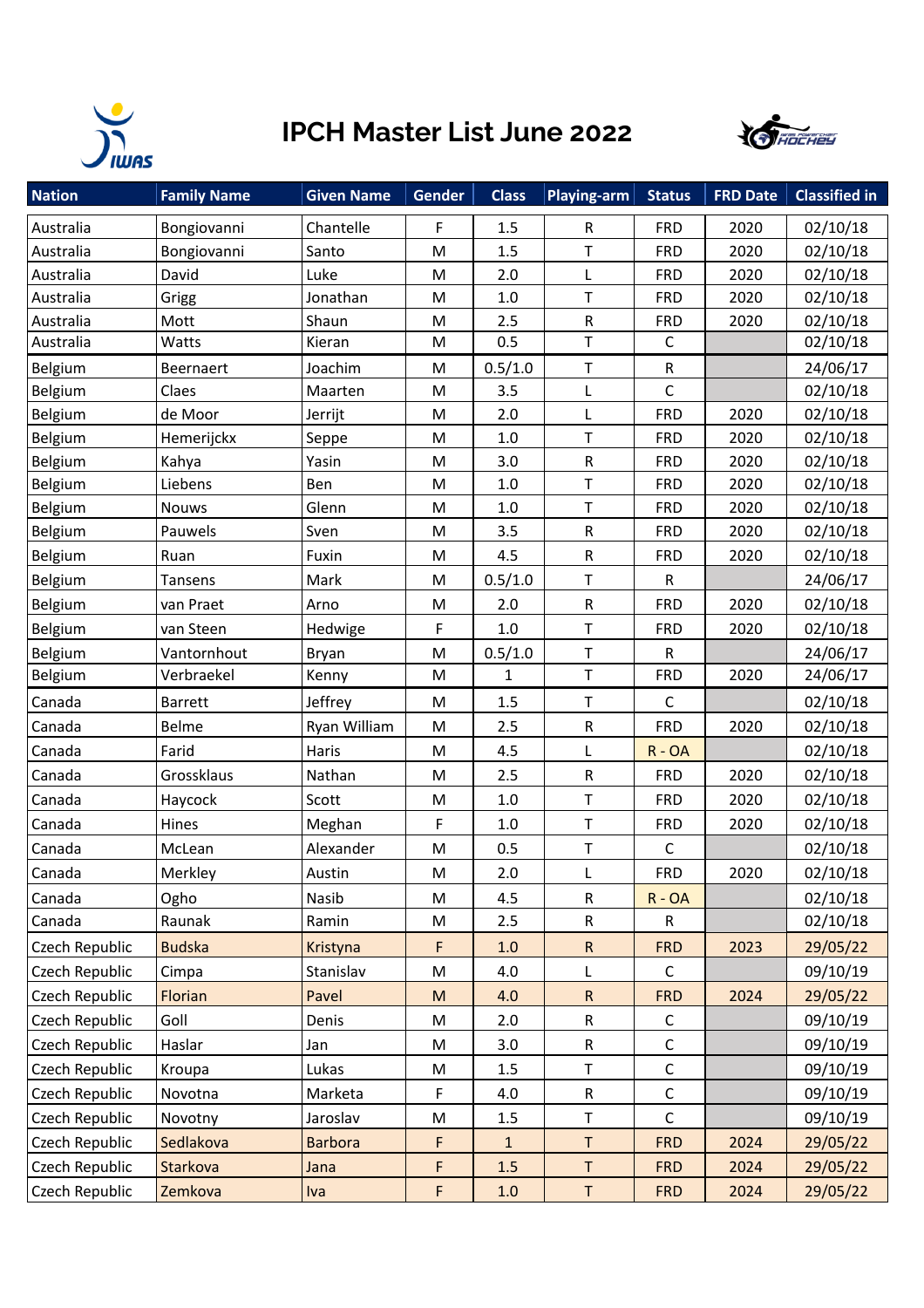# IPCH Master List June 2022

| Nation | Family Name | Given Name | Gender | Class | Playing-arm | Status | FRD Date | Classified in |
|---|---|---|---|---|---|---|---|---|
| Australia | Bongiovanni | Chantelle | F | 1.5 | R | FRD | 2020 | 02/10/18 |
| Australia | Bongiovanni | Santo | M | 1.5 | T | FRD | 2020 | 02/10/18 |
| Australia | David | Luke | M | 2.0 | L | FRD | 2020 | 02/10/18 |
| Australia | Grigg | Jonathan | M | 1.0 | T | FRD | 2020 | 02/10/18 |
| Australia | Mott | Shaun | M | 2.5 | R | FRD | 2020 | 02/10/18 |
| Australia | Watts | Kieran | M | 0.5 | T | C | | 02/10/18 |
| Belgium | Beernaert | Joachim | M | 0.5/1.0 | T | R | | 24/06/17 |
| Belgium | Claes | Maarten | M | 3.5 | L | C | | 02/10/18 |
| Belgium | de Moor | Jerrijt | M | 2.0 | L | FRD | 2020 | 02/10/18 |
| Belgium | Hemerijckx | Seppe | M | 1.0 | T | FRD | 2020 | 02/10/18 |
| Belgium | Kahya | Yasin | M | 3.0 | R | FRD | 2020 | 02/10/18 |
| Belgium | Liebens | Ben | M | 1.0 | T | FRD | 2020 | 02/10/18 |
| Belgium | Nouws | Glenn | M | 1.0 | T | FRD | 2020 | 02/10/18 |
| Belgium | Pauwels | Sven | M | 3.5 | R | FRD | 2020 | 02/10/18 |
| Belgium | Ruan | Fuxin | M | 4.5 | R | FRD | 2020 | 02/10/18 |
| Belgium | Tansens | Mark | M | 0.5/1.0 | T | R | | 24/06/17 |
| Belgium | van Praet | Arno | M | 2.0 | R | FRD | 2020 | 02/10/18 |
| Belgium | van Steen | Hedwige | F | 1.0 | T | FRD | 2020 | 02/10/18 |
| Belgium | Vantornhout | Bryan | M | 0.5/1.0 | T | R | | 24/06/17 |
| Belgium | Verbraekel | Kenny | M | 1 | T | FRD | 2020 | 24/06/17 |
| Canada | Barrett | Jeffrey | M | 1.5 | T | C | | 02/10/18 |
| Canada | Belme | Ryan William | M | 2.5 | R | FRD | 2020 | 02/10/18 |
| Canada | Farid | Haris | M | 4.5 | L | R - OA | | 02/10/18 |
| Canada | Grossklaus | Nathan | M | 2.5 | R | FRD | 2020 | 02/10/18 |
| Canada | Haycock | Scott | M | 1.0 | T | FRD | 2020 | 02/10/18 |
| Canada | Hines | Meghan | F | 1.0 | T | FRD | 2020 | 02/10/18 |
| Canada | McLean | Alexander | M | 0.5 | T | C | | 02/10/18 |
| Canada | Merkley | Austin | M | 2.0 | L | FRD | 2020 | 02/10/18 |
| Canada | Ogho | Nasib | M | 4.5 | R | R - OA | | 02/10/18 |
| Canada | Raunak | Ramin | M | 2.5 | R | R | | 02/10/18 |
| Czech Republic | Budska | Kristyna | F | 1.0 | R | FRD | 2023 | 29/05/22 |
| Czech Republic | Cimpa | Stanislav | M | 4.0 | L | C | | 09/10/19 |
| Czech Republic | Florian | Pavel | M | 4.0 | R | FRD | 2024 | 29/05/22 |
| Czech Republic | Goll | Denis | M | 2.0 | R | C | | 09/10/19 |
| Czech Republic | Haslar | Jan | M | 3.0 | R | C | | 09/10/19 |
| Czech Republic | Kroupa | Lukas | M | 1.5 | T | C | | 09/10/19 |
| Czech Republic | Novotna | Marketa | F | 4.0 | R | C | | 09/10/19 |
| Czech Republic | Novotny | Jaroslav | M | 1.5 | T | C | | 09/10/19 |
| Czech Republic | Sedlakova | Barbora | F | 1 | T | FRD | 2024 | 29/05/22 |
| Czech Republic | Starkova | Jana | F | 1.5 | T | FRD | 2024 | 29/05/22 |
| Czech Republic | Zemkova | Iva | F | 1.0 | T | FRD | 2024 | 29/05/22 |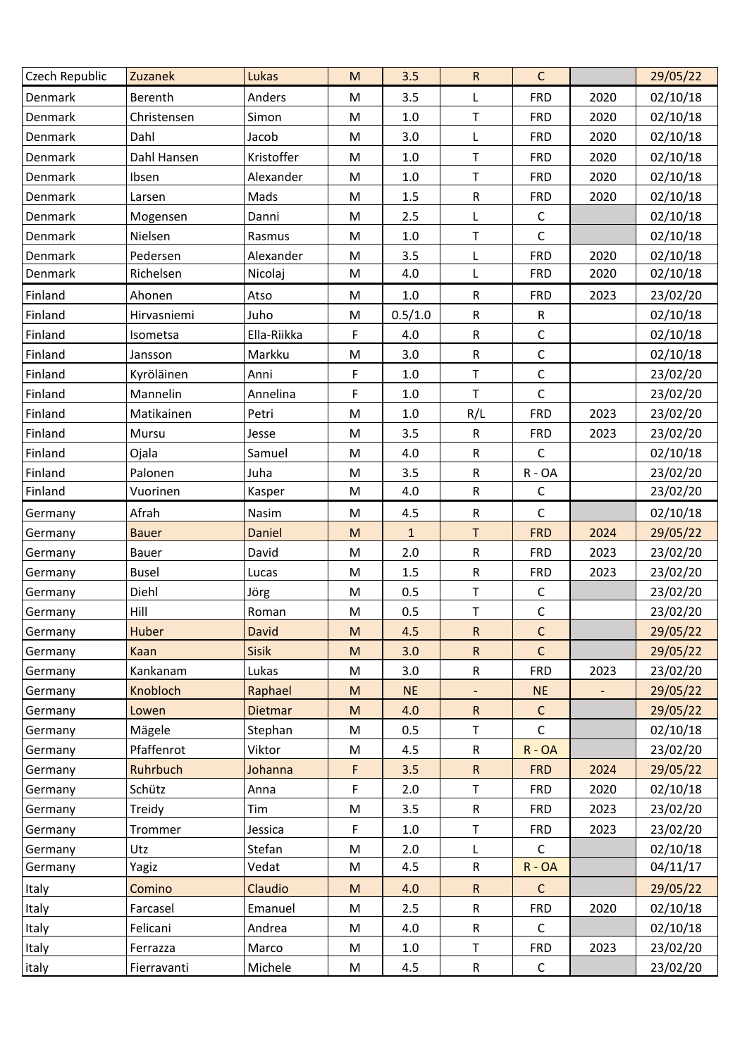| | | | | | | | | |
|---|---|---|---|---|---|---|---|---|
| Czech Republic | Zuzanek | Lukas | M | 3.5 | R | C | | 29/05/22 |
| Denmark | Berenth | Anders | M | 3.5 | L | FRD | 2020 | 02/10/18 |
| Denmark | Christensen | Simon | M | 1.0 | T | FRD | 2020 | 02/10/18 |
| Denmark | Dahl | Jacob | M | 3.0 | L | FRD | 2020 | 02/10/18 |
| Denmark | Dahl Hansen | Kristoffer | M | 1.0 | T | FRD | 2020 | 02/10/18 |
| Denmark | Ibsen | Alexander | M | 1.0 | T | FRD | 2020 | 02/10/18 |
| Denmark | Larsen | Mads | M | 1.5 | R | FRD | 2020 | 02/10/18 |
| Denmark | Mogensen | Danni | M | 2.5 | L | C | | 02/10/18 |
| Denmark | Nielsen | Rasmus | M | 1.0 | T | C | | 02/10/18 |
| Denmark | Pedersen | Alexander | M | 3.5 | L | FRD | 2020 | 02/10/18 |
| Denmark | Richelsen | Nicolaj | M | 4.0 | L | FRD | 2020 | 02/10/18 |
| Finland | Ahonen | Atso | M | 1.0 | R | FRD | 2023 | 23/02/20 |
| Finland | Hirvasniemi | Juho | M | 0.5/1.0 | R | R | | 02/10/18 |
| Finland | Isometsa | Ella-Riikka | F | 4.0 | R | C | | 02/10/18 |
| Finland | Jansson | Markku | M | 3.0 | R | C | | 02/10/18 |
| Finland | Kyröläinen | Anni | F | 1.0 | T | C | | 23/02/20 |
| Finland | Mannelin | Annelina | F | 1.0 | T | C | | 23/02/20 |
| Finland | Matikainen | Petri | M | 1.0 | R/L | FRD | 2023 | 23/02/20 |
| Finland | Mursu | Jesse | M | 3.5 | R | FRD | 2023 | 23/02/20 |
| Finland | Ojala | Samuel | M | 4.0 | R | C | | 02/10/18 |
| Finland | Palonen | Juha | M | 3.5 | R | R - OA | | 23/02/20 |
| Finland | Vuorinen | Kasper | M | 4.0 | R | C | | 23/02/20 |
| Germany | Afrah | Nasim | M | 4.5 | R | C | | 02/10/18 |
| Germany | Bauer | Daniel | M | 1 | T | FRD | 2024 | 29/05/22 |
| Germany | Bauer | David | M | 2.0 | R | FRD | 2023 | 23/02/20 |
| Germany | Busel | Lucas | M | 1.5 | R | FRD | 2023 | 23/02/20 |
| Germany | Diehl | Jörg | M | 0.5 | T | C | | 23/02/20 |
| Germany | Hill | Roman | M | 0.5 | T | C | | 23/02/20 |
| Germany | Huber | David | M | 4.5 | R | C | | 29/05/22 |
| Germany | Kaan | Sisik | M | 3.0 | R | C | | 29/05/22 |
| Germany | Kankanam | Lukas | M | 3.0 | R | FRD | 2023 | 23/02/20 |
| Germany | Knobloch | Raphael | M | NE | - | NE | - | 29/05/22 |
| Germany | Lowen | Dietmar | M | 4.0 | R | C | | 29/05/22 |
| Germany | Mägele | Stephan | M | 0.5 | T | C | | 02/10/18 |
| Germany | Pfaffenrot | Viktor | M | 4.5 | R | R - OA | | 23/02/20 |
| Germany | Ruhrbuch | Johanna | F | 3.5 | R | FRD | 2024 | 29/05/22 |
| Germany | Schütz | Anna | F | 2.0 | T | FRD | 2020 | 02/10/18 |
| Germany | Treidy | Tim | M | 3.5 | R | FRD | 2023 | 23/02/20 |
| Germany | Trommer | Jessica | F | 1.0 | T | FRD | 2023 | 23/02/20 |
| Germany | Utz | Stefan | M | 2.0 | L | C | | 02/10/18 |
| Germany | Yagiz | Vedat | M | 4.5 | R | R - OA | | 04/11/17 |
| Italy | Comino | Claudio | M | 4.0 | R | C | | 29/05/22 |
| Italy | Farcasel | Emanuel | M | 2.5 | R | FRD | 2020 | 02/10/18 |
| Italy | Felicani | Andrea | M | 4.0 | R | C | | 02/10/18 |
| Italy | Ferrazza | Marco | M | 1.0 | T | FRD | 2023 | 23/02/20 |
| italy | Fierravanti | Michele | M | 4.5 | R | C | | 23/02/20 |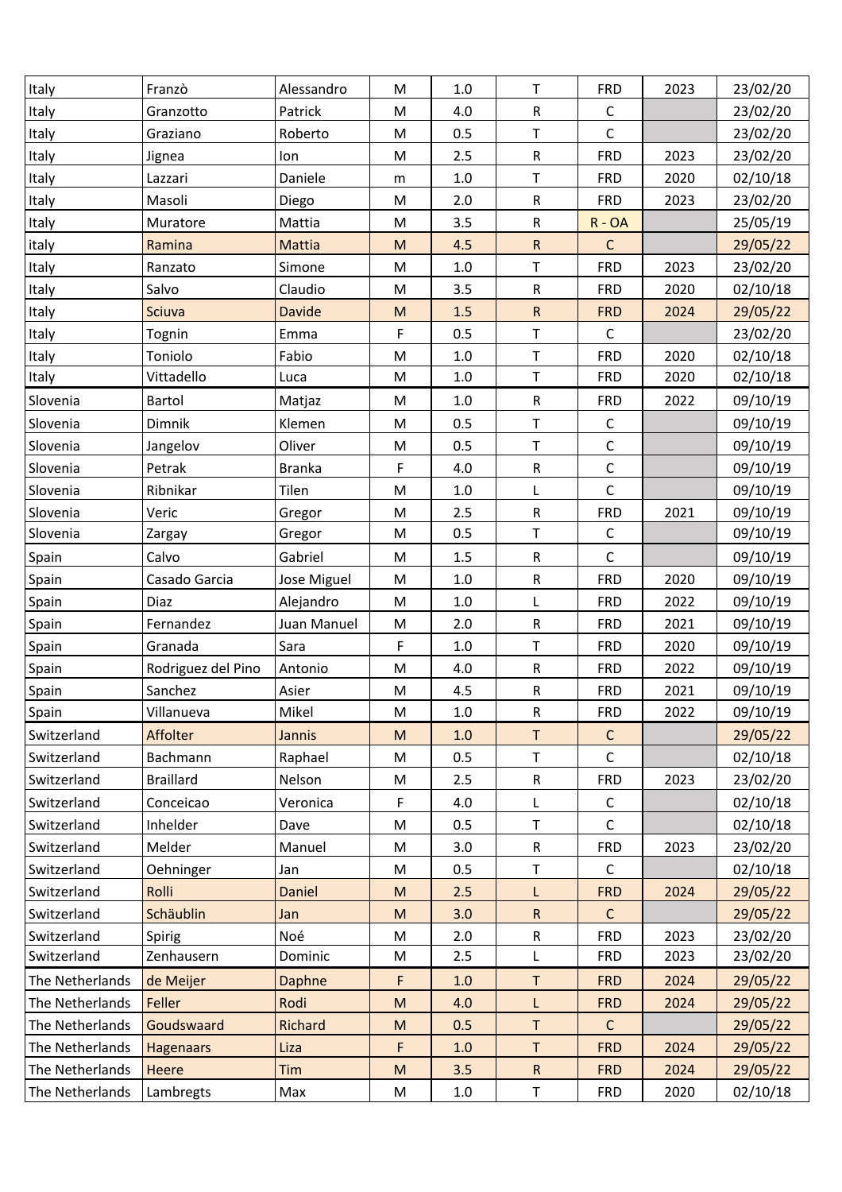| | | | | | | | | |
|---|---|---|---|---|---|---|---|---|
| Italy | Franzò | Alessandro | M | 1.0 | T | FRD | 2023 | 23/02/20 |
| Italy | Granzotto | Patrick | M | 4.0 | R | C | | 23/02/20 |
| Italy | Graziano | Roberto | M | 0.5 | T | C | | 23/02/20 |
| Italy | Jignea | Ion | M | 2.5 | R | FRD | 2023 | 23/02/20 |
| Italy | Lazzari | Daniele | m | 1.0 | T | FRD | 2020 | 02/10/18 |
| Italy | Masoli | Diego | M | 2.0 | R | FRD | 2023 | 23/02/20 |
| Italy | Muratore | Mattia | M | 3.5 | R | R - OA | | 25/05/19 |
| italy | Ramina | Mattia | M | 4.5 | R | C | | 29/05/22 |
| Italy | Ranzato | Simone | M | 1.0 | T | FRD | 2023 | 23/02/20 |
| Italy | Salvo | Claudio | M | 3.5 | R | FRD | 2020 | 02/10/18 |
| Italy | Sciuva | Davide | M | 1.5 | R | FRD | 2024 | 29/05/22 |
| Italy | Tognin | Emma | F | 0.5 | T | C | | 23/02/20 |
| Italy | Toniolo | Fabio | M | 1.0 | T | FRD | 2020 | 02/10/18 |
| Italy | Vittadello | Luca | M | 1.0 | T | FRD | 2020 | 02/10/18 |
| Slovenia | Bartol | Matjaz | M | 1.0 | R | FRD | 2022 | 09/10/19 |
| Slovenia | Dimnik | Klemen | M | 0.5 | T | C | | 09/10/19 |
| Slovenia | Jangelov | Oliver | M | 0.5 | T | C | | 09/10/19 |
| Slovenia | Petrak | Branka | F | 4.0 | R | C | | 09/10/19 |
| Slovenia | Ribnikar | Tilen | M | 1.0 | L | C | | 09/10/19 |
| Slovenia | Veric | Gregor | M | 2.5 | R | FRD | 2021 | 09/10/19 |
| Slovenia | Zargay | Gregor | M | 0.5 | T | C | | 09/10/19 |
| Spain | Calvo | Gabriel | M | 1.5 | R | C | | 09/10/19 |
| Spain | Casado Garcia | Jose Miguel | M | 1.0 | R | FRD | 2020 | 09/10/19 |
| Spain | Diaz | Alejandro | M | 1.0 | L | FRD | 2022 | 09/10/19 |
| Spain | Fernandez | Juan Manuel | M | 2.0 | R | FRD | 2021 | 09/10/19 |
| Spain | Granada | Sara | F | 1.0 | T | FRD | 2020 | 09/10/19 |
| Spain | Rodriguez del Pino | Antonio | M | 4.0 | R | FRD | 2022 | 09/10/19 |
| Spain | Sanchez | Asier | M | 4.5 | R | FRD | 2021 | 09/10/19 |
| Spain | Villanueva | Mikel | M | 1.0 | R | FRD | 2022 | 09/10/19 |
| Switzerland | Affolter | Jannis | M | 1.0 | T | C | | 29/05/22 |
| Switzerland | Bachmann | Raphael | M | 0.5 | T | C | | 02/10/18 |
| Switzerland | Braillard | Nelson | M | 2.5 | R | FRD | 2023 | 23/02/20 |
| Switzerland | Conceicao | Veronica | F | 4.0 | L | C | | 02/10/18 |
| Switzerland | Inhelder | Dave | M | 0.5 | T | C | | 02/10/18 |
| Switzerland | Melder | Manuel | M | 3.0 | R | FRD | 2023 | 23/02/20 |
| Switzerland | Oehninger | Jan | M | 0.5 | T | C | | 02/10/18 |
| Switzerland | Rolli | Daniel | M | 2.5 | L | FRD | 2024 | 29/05/22 |
| Switzerland | Schäublin | Jan | M | 3.0 | R | C | | 29/05/22 |
| Switzerland | Spirig | Noé | M | 2.0 | R | FRD | 2023 | 23/02/20 |
| Switzerland | Zenhausern | Dominic | M | 2.5 | L | FRD | 2023 | 23/02/20 |
| The Netherlands | de Meijer | Daphne | F | 1.0 | T | FRD | 2024 | 29/05/22 |
| The Netherlands | Feller | Rodi | M | 4.0 | L | FRD | 2024 | 29/05/22 |
| The Netherlands | Goudswaard | Richard | M | 0.5 | T | C | | 29/05/22 |
| The Netherlands | Hagenaars | Liza | F | 1.0 | T | FRD | 2024 | 29/05/22 |
| The Netherlands | Heere | Tim | M | 3.5 | R | FRD | 2024 | 29/05/22 |
| The Netherlands | Lambregts | Max | M | 1.0 | T | FRD | 2020 | 02/10/18 |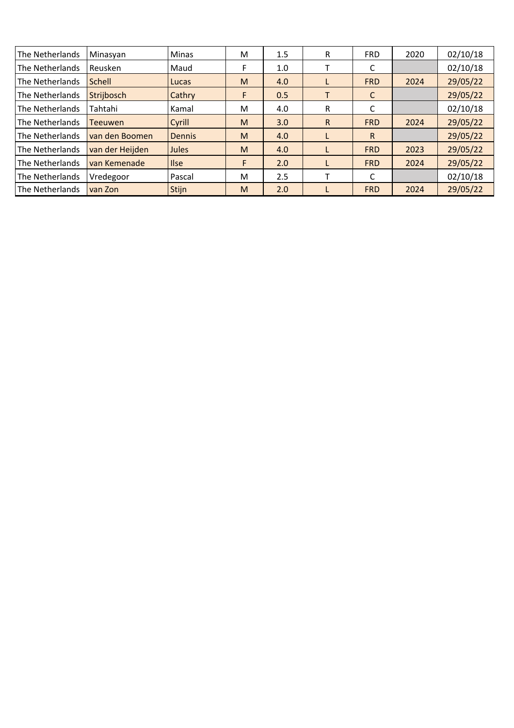| | | | | | | | | |
|---|---|---|---|---|---|---|---|---|
| The Netherlands | Minasyan | Minas | M | 1.5 | R | FRD | 2020 | 02/10/18 |
| The Netherlands | Reusken | Maud | F | 1.0 | T | C | | 02/10/18 |
| The Netherlands | Schell | Lucas | M | 4.0 | L | FRD | 2024 | 29/05/22 |
| The Netherlands | Strijbosch | Cathry | F | 0.5 | T | C | | 29/05/22 |
| The Netherlands | Tahtahi | Kamal | M | 4.0 | R | C | | 02/10/18 |
| The Netherlands | Teeuwen | Cyrill | M | 3.0 | R | FRD | 2024 | 29/05/22 |
| The Netherlands | van den Boomen | Dennis | M | 4.0 | L | R | | 29/05/22 |
| The Netherlands | van der Heijden | Jules | M | 4.0 | L | FRD | 2023 | 29/05/22 |
| The Netherlands | van Kemenade | Ilse | F | 2.0 | L | FRD | 2024 | 29/05/22 |
| The Netherlands | Vredegoor | Pascal | M | 2.5 | T | C | | 02/10/18 |
| The Netherlands | van Zon | Stijn | M | 2.0 | L | FRD | 2024 | 29/05/22 |